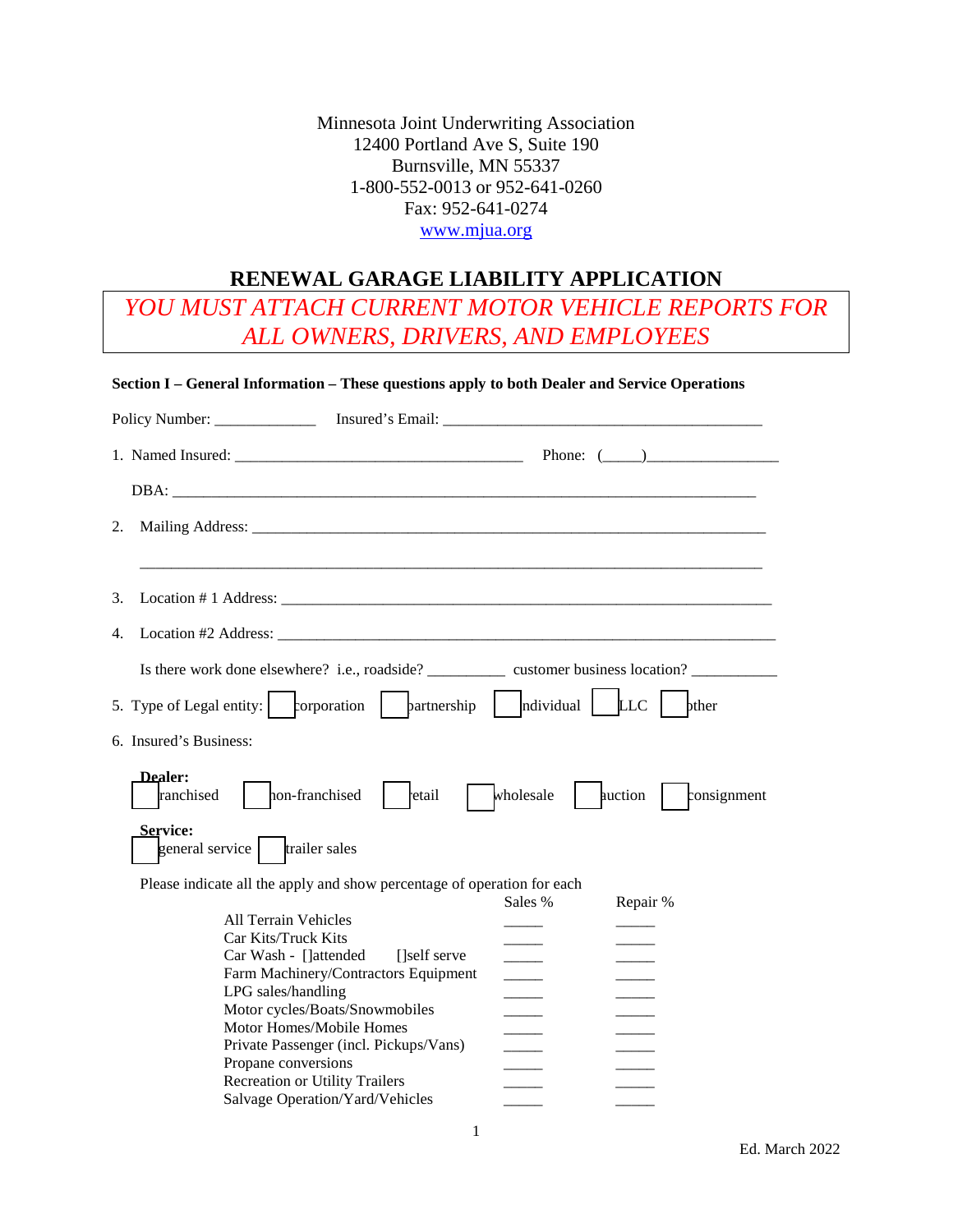Minnesota Joint Underwriting Association
12400 Portland Ave S, Suite 190
Burnsville, MN 55337
1-800-552-0013 or 952-641-0260
Fax: 952-641-0274
www.mjua.org

# RENEWAL GARAGE LIABILITY APPLICATION

*YOU MUST ATTACH CURRENT MOTOR VEHICLE REPORTS FOR ALL OWNERS, DRIVERS, AND EMPLOYEES*

**Section I – General Information – These questions apply to both Dealer and Service Operations**

Policy Number: _____________ Insured's Email: _________________________________________

1. Named Insured: _____________________________________ Phone: (_____)_________________

   DBA: ___________________________________________________________________________

2. Mailing Address: _________________________________________________________________

   ________________________________________________________________________________

3. Location # 1 Address: _____________________________________________________________

4. Location #2 Address: ______________________________________________________________

   Is there work done elsewhere? i.e., roadside? __________ customer business location? ___________

5. Type of Legal entity: ☐ corporation ☐ partnership ☐ individual ☐ LLC ☐ other

6. Insured's Business:

   **Dealer:**
   ☐ franchised ☐ non-franchised ☐ retail ☐ wholesale ☐ auction ☐ consignment

   **Service:**
   ☐ general service ☐ trailer sales

   Please indicate all the apply and show percentage of operation for each

| | Sales % | Repair % |
|---|---|---|
| All Terrain Vehicles | _____ | _____ |
| Car Kits/Truck Kits | _____ | _____ |
| Car Wash - []attended []self serve | _____ | _____ |
| Farm Machinery/Contractors Equipment | _____ | _____ |
| LPG sales/handling | _____ | _____ |
| Motor cycles/Boats/Snowmobiles | _____ | _____ |
| Motor Homes/Mobile Homes | _____ | _____ |
| Private Passenger (incl. Pickups/Vans) | _____ | _____ |
| Propane conversions | _____ | _____ |
| Recreation or Utility Trailers | _____ | _____ |
| Salvage Operation/Yard/Vehicles | _____ | _____ |

Ed. March 2022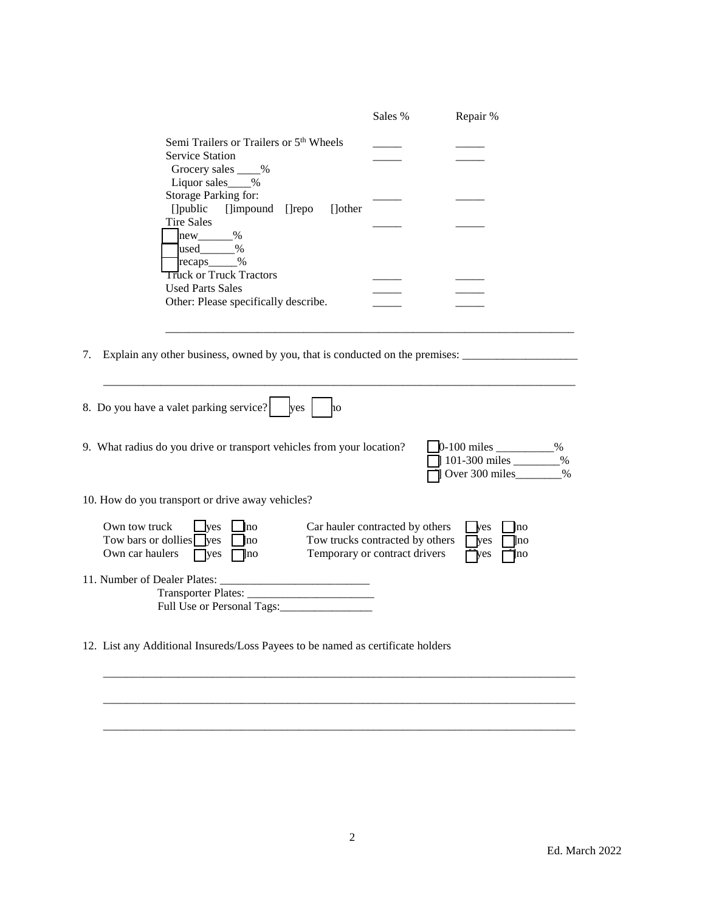| | Sales % | Repair % |
|---|---|---|
| Semi Trailers or Trailers or 5th Wheels | _____ | _____ |
| Service Station | _____ | _____ |
| Grocery sales ____% | | |
| Liquor sales____% | | |
| Storage Parking for: | _____ | _____ |
| []public []impound []repo []other | | |
| Tire Sales | _____ | _____ |
| ☐ new______% | | |
| ☐ used______% | | |
| ☐ recaps_____% | | |
| Truck or Truck Tractors | _____ | _____ |
| Used Parts Sales | _____ | _____ |
| Other: Please specifically describe. | _____ | _____ |

_______________________________________________________________________

7. Explain any other business, owned by you, that is conducted on the premises: ____________________

_______________________________________________________________________

8. Do you have a valet parking service? ☐ yes ☐ no

9. What radius do you drive or transport vehicles from your location?

☐ 0-100 miles __________%
☐ 101-300 miles ________%
☐ Over 300 miles________%

10. How do you transport or drive away vehicles?

| | | | | | |
|---|---|---|---|---|---|
| Own tow truck | ☐ yes | ☐ no | Car hauler contracted by others | ☐ yes | ☐ no |
| Tow bars or dollies | ☐ yes | ☐ no | Tow trucks contracted by others | ☐ yes | ☐ no |
| Own car haulers | ☐ yes | ☐ no | Temporary or contract drivers | ☐ yes | ☐ no |

11. Number of Dealer Plates: __________________________
Transporter Plates: ______________________
Full Use or Personal Tags:________________

12. List any Additional Insureds/Loss Payees to be named as certificate holders

_______________________________________________________________________

_______________________________________________________________________

_______________________________________________________________________

Ed. March 2022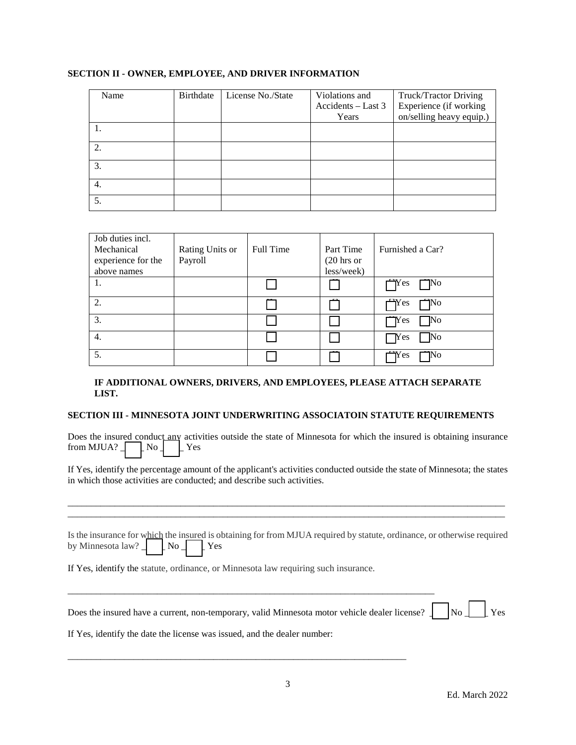**SECTION II - OWNER, EMPLOYEE, AND DRIVER INFORMATION**

| Name | Birthdate | License No./State | Violations and Accidents – Last 3 Years | Truck/Tractor Driving Experience (if working on/selling heavy equip.) |
|---|---|---|---|---|
| 1. | | | | |
| 2. | | | | |
| 3. | | | | |
| 4. | | | | |
| 5. | | | | |

| Job duties incl. Mechanical experience for the above names | Rating Units or Payroll | Full Time | Part Time (20 hrs or less/week) | Furnished a Car? |
|---|---|---|---|---|
| 1. | | ☐ | ☐ | ☐Yes ☐No |
| 2. | | ☐ | ☐ | ☐Yes ☐No |
| 3. | | ☐ | ☐ | ☐Yes ☐No |
| 4. | | ☐ | ☐ | ☐Yes ☐No |
| 5. | | ☐ | ☐ | ☐Yes ☐No |

**IF ADDITIONAL OWNERS, DRIVERS, AND EMPLOYEES, PLEASE ATTACH SEPARATE LIST.**

**SECTION III - MINNESOTA JOINT UNDERWRITING ASSOCIATOIN STATUTE REQUIREMENTS**

Does the insured conduct any activities outside the state of Minnesota for which the insured is obtaining insurance from MJUA? ☐ No ☐ Yes

If Yes, identify the percentage amount of the applicant's activities conducted outside the state of Minnesota; the states in which those activities are conducted; and describe such activities.

______________________________________________________________________________________________
______________________________________________________________________________________________

Is the insurance for which the insured is obtaining for from MJUA required by statute, ordinance, or otherwise required by Minnesota law? ☐ No ☐ Yes

If Yes, identify the statute, ordinance, or Minnesota law requiring such insurance.

______________________________________________________________________________

Does the insured have a current, non-temporary, valid Minnesota motor vehicle dealer license? ☐ No ☐ Yes

If Yes, identify the date the license was issued, and the dealer number:

______________________________________________________________________________

Ed. March 2022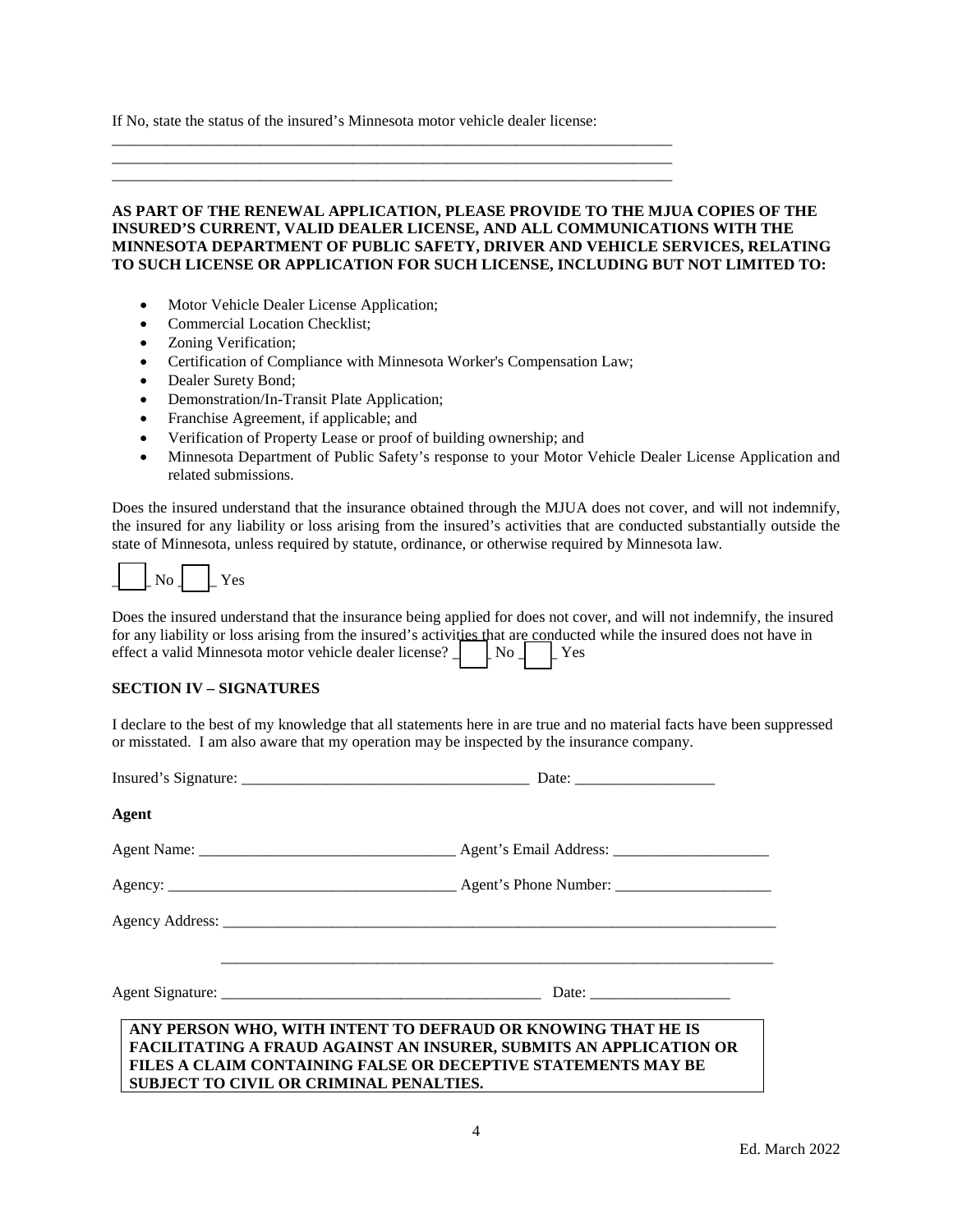If No, state the status of the insured's Minnesota motor vehicle dealer license:

\_\_\_\_\_\_\_\_\_\_\_\_\_\_\_\_\_\_\_\_\_\_\_\_\_\_\_\_\_\_\_\_\_\_\_\_\_\_\_\_\_\_\_\_\_\_\_\_\_\_\_\_\_\_\_\_\_\_\_\_\_\_\_\_\_\_\_\_\_\_\_\_
\_\_\_\_\_\_\_\_\_\_\_\_\_\_\_\_\_\_\_\_\_\_\_\_\_\_\_\_\_\_\_\_\_\_\_\_\_\_\_\_\_\_\_\_\_\_\_\_\_\_\_\_\_\_\_\_\_\_\_\_\_\_\_\_\_\_\_\_\_\_\_\_
\_\_\_\_\_\_\_\_\_\_\_\_\_\_\_\_\_\_\_\_\_\_\_\_\_\_\_\_\_\_\_\_\_\_\_\_\_\_\_\_\_\_\_\_\_\_\_\_\_\_\_\_\_\_\_\_\_\_\_\_\_\_\_\_\_\_\_\_\_\_\_\_

**AS PART OF THE RENEWAL APPLICATION, PLEASE PROVIDE TO THE MJUA COPIES OF THE INSURED'S CURRENT, VALID DEALER LICENSE, AND ALL COMMUNICATIONS WITH THE MINNESOTA DEPARTMENT OF PUBLIC SAFETY, DRIVER AND VEHICLE SERVICES, RELATING TO SUCH LICENSE OR APPLICATION FOR SUCH LICENSE, INCLUDING BUT NOT LIMITED TO:**

- Motor Vehicle Dealer License Application;
- Commercial Location Checklist;
- Zoning Verification;
- Certification of Compliance with Minnesota Worker's Compensation Law;
- Dealer Surety Bond;
- Demonstration/In-Transit Plate Application;
- Franchise Agreement, if applicable; and
- Verification of Property Lease or proof of building ownership; and
- Minnesota Department of Public Safety's response to your Motor Vehicle Dealer License Application and related submissions.

Does the insured understand that the insurance obtained through the MJUA does not cover, and will not indemnify, the insured for any liability or loss arising from the insured's activities that are conducted substantially outside the state of Minnesota, unless required by statute, ordinance, or otherwise required by Minnesota law.

☐ No ☐ Yes

Does the insured understand that the insurance being applied for does not cover, and will not indemnify, the insured for any liability or loss arising from the insured's activities that are conducted while the insured does not have in effect a valid Minnesota motor vehicle dealer license? ☐ No ☐ Yes

**SECTION IV – SIGNATURES**

I declare to the best of my knowledge that all statements here in are true and no material facts have been suppressed or misstated. I am also aware that my operation may be inspected by the insurance company.

Insured's Signature: \_\_\_\_\_\_\_\_\_\_\_\_\_\_\_\_\_\_\_\_\_\_\_\_\_\_\_\_\_\_\_\_\_\_\_\_\_\_ Date: \_\_\_\_\_\_\_\_\_\_\_\_\_\_\_\_\_\_

**Agent**

Agent Name: \_\_\_\_\_\_\_\_\_\_\_\_\_\_\_\_\_\_\_\_\_\_\_\_\_\_\_\_\_\_\_\_\_\_ Agent's Email Address: \_\_\_\_\_\_\_\_\_\_\_\_\_\_\_\_\_\_\_\_

Agency: \_\_\_\_\_\_\_\_\_\_\_\_\_\_\_\_\_\_\_\_\_\_\_\_\_\_\_\_\_\_\_\_\_\_\_\_\_\_ Agent's Phone Number: \_\_\_\_\_\_\_\_\_\_\_\_\_\_\_\_\_\_\_\_

Agency Address: \_\_\_\_\_\_\_\_\_\_\_\_\_\_\_\_\_\_\_\_\_\_\_\_\_\_\_\_\_\_\_\_\_\_\_\_\_\_\_\_\_\_\_\_\_\_\_\_\_\_\_\_\_\_\_\_\_\_\_\_\_\_\_\_\_\_\_\_\_\_
\_\_\_\_\_\_\_\_\_\_\_\_\_\_\_\_\_\_\_\_\_\_\_\_\_\_\_\_\_\_\_\_\_\_\_\_\_\_\_\_\_\_\_\_\_\_\_\_\_\_\_\_\_\_\_\_\_\_\_\_\_\_\_\_\_\_\_\_\_\_

Agent Signature: \_\_\_\_\_\_\_\_\_\_\_\_\_\_\_\_\_\_\_\_\_\_\_\_\_\_\_\_\_\_\_\_\_\_\_\_\_\_\_\_\_\_ Date: \_\_\_\_\_\_\_\_\_\_\_\_\_\_\_\_\_\_

**ANY PERSON WHO, WITH INTENT TO DEFRAUD OR KNOWING THAT HE IS FACILITATING A FRAUD AGAINST AN INSURER, SUBMITS AN APPLICATION OR FILES A CLAIM CONTAINING FALSE OR DECEPTIVE STATEMENTS MAY BE SUBJECT TO CIVIL OR CRIMINAL PENALTIES.**

Ed. March 2022